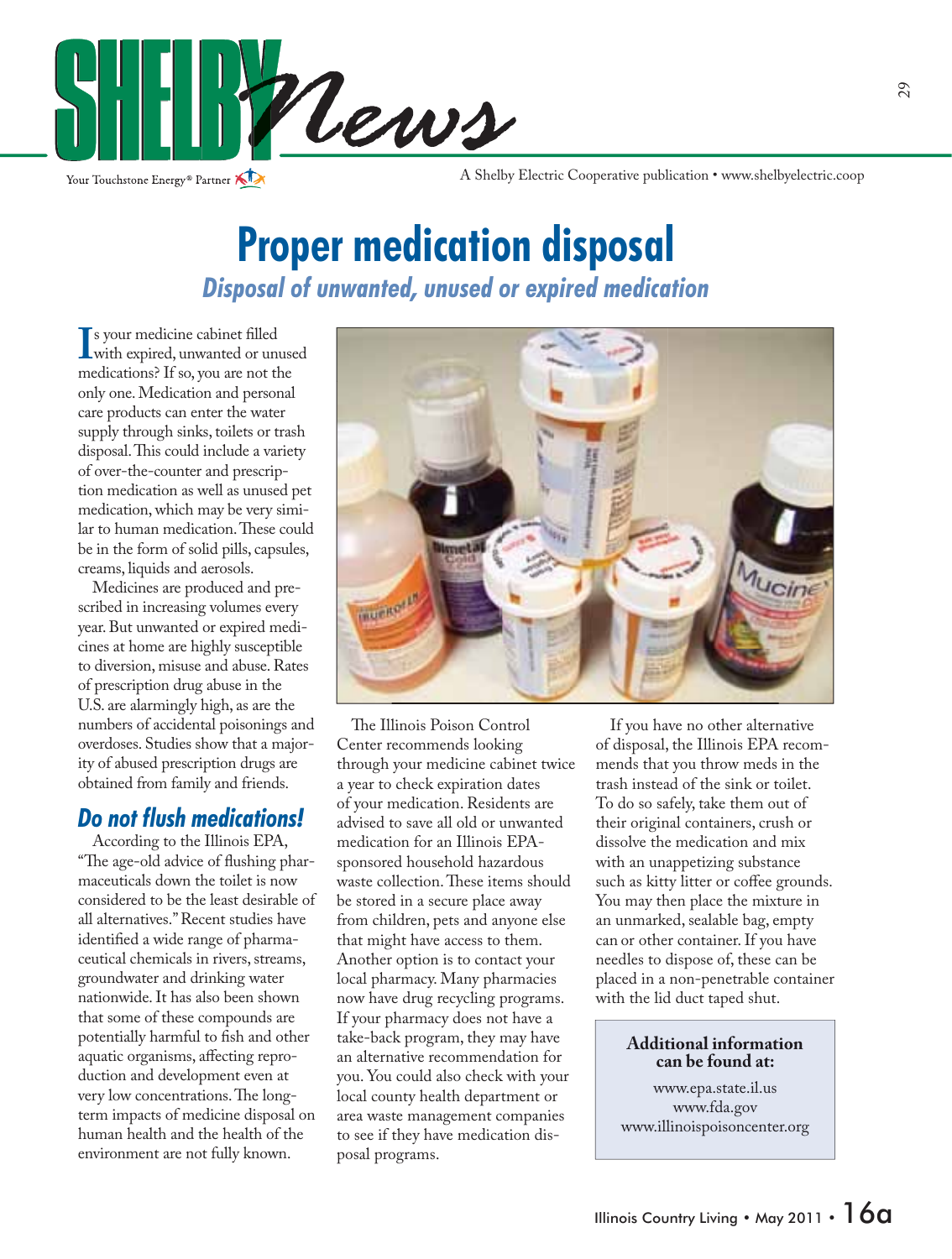# Proper medication disposal

## *Disposal of unwanted, unused or expired medication*

Is your medicine cabinet filled with expired, unwanted or unused medications? If so, you are not the only one. Medication and personal care products can enter the water supply through sinks, toilets or trash disposal. This could include a variety of over-the-counter and prescription medication as well as unused pet medication, which may be very similar to human medication. These could be in the form of solid pills, capsules, creams, liquids and aerosols.

Medicines are produced and prescribed in increasing volumes every year. But unwanted or expired medicines at home are highly susceptible to diversion, misuse and abuse. Rates of prescription drug abuse in the U.S. are alarmingly high, as are the numbers of accidental poisonings and overdoses. Studies show that a majority of abused prescription drugs are obtained from family and friends.

### *Do not flush medications!*

According to the Illinois EPA, "The age-old advice of flushing pharmaceuticals down the toilet is now considered to be the least desirable of all alternatives." Recent studies have identified a wide range of pharmaceutical chemicals in rivers, streams, groundwater and drinking water nationwide. It has also been shown that some of these compounds are potentially harmful to fish and other aquatic organisms, affecting reproduction and development even at very low concentrations. The long-term impacts of medicine disposal on human health and the health of the environment are not fully known.

The Illinois Poison Control Center recommends looking through your medicine cabinet twice a year to check expiration dates of your medication. Residents are advised to save all old or unwanted medication for an Illinois EPA-sponsored household hazardous waste collection. These items should be stored in a secure place away from children, pets and anyone else that might have access to them. Another option is to contact your local pharmacy. Many pharmacies now have drug recycling programs. If your pharmacy does not have a take-back program, they may have an alternative recommendation for you. You could also check with your local county health department or area waste management companies to see if they have medication disposal programs.

If you have no other alternative of disposal, the Illinois EPA recommends that you throw meds in the trash instead of the sink or toilet. To do so safely, take them out of their original containers, crush or dissolve the medication and mix with an unappetizing substance such as kitty litter or coffee grounds. You may then place the mixture in an unmarked, sealable bag, empty can or other container. If you have needles to dispose of, these can be placed in a non-penetrable container with the lid duct taped shut.

**Additional information can be found at:**

www.epa.state.il.us
www.fda.gov
www.illinoispoisoncenter.org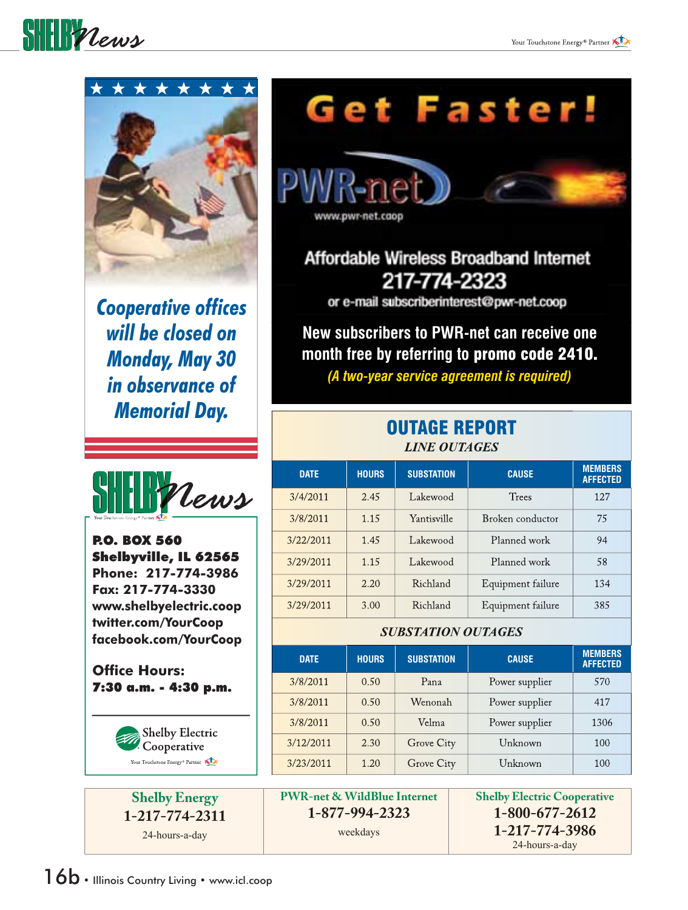Cooperative offices will be closed on Monday, May 30 in observance of Memorial Day.

# Get Faster!

PWR-net

www.pwr-net.coop

Affordable Wireless Broadband Internet

217-774-2323

or e-mail subscriberinterest@pwr-net.coop

**New subscribers to PWR-net can receive one month free by referring to promo code 2410.**

*(A two-year service agreement is required)*

## OUTAGE REPORT

### *LINE OUTAGES*

| DATE | HOURS | SUBSTATION | CAUSE | MEMBERS AFFECTED |
|---|---|---|---|---|
| 3/4/2011 | 2.45 | Lakewood | Trees | 127 |
| 3/8/2011 | 1.15 | Yantisville | Broken conductor | 75 |
| 3/22/2011 | 1.45 | Lakewood | Planned work | 94 |
| 3/29/2011 | 1.15 | Lakewood | Planned work | 58 |
| 3/29/2011 | 2.20 | Richland | Equipment failure | 134 |
| 3/29/2011 | 3.00 | Richland | Equipment failure | 385 |

### *SUBSTATION OUTAGES*

| DATE | HOURS | SUBSTATION | CAUSE | MEMBERS AFFECTED |
|---|---|---|---|---|
| 3/8/2011 | 0.50 | Pana | Power supplier | 570 |
| 3/8/2011 | 0.50 | Wenonah | Power supplier | 417 |
| 3/8/2011 | 0.50 | Velma | Power supplier | 1306 |
| 3/12/2011 | 2.30 | Grove City | Unknown | 100 |
| 3/23/2011 | 1.20 | Grove City | Unknown | 100 |

SHELBY News

**P.O. BOX 560**
**Shelbyville, IL 62565**
**Phone: 217-774-3986**
**Fax: 217-774-3330**
**www.shelbyelectric.coop**
**twitter.com/YourCoop**
**facebook.com/YourCoop**

**Office Hours:**
**7:30 a.m. - 4:30 p.m.**

Shelby Electric Cooperative

Your Touchstone Energy® Partner

| Shelby Energy | PWR-net & WildBlue Internet | Shelby Electric Cooperative |
|---|---|---|
| **1-217-774-2311** | **1-877-994-2323** | **1-800-677-2612** |
| 24-hours-a-day | weekdays | **1-217-774-3986** |
| | | 24-hours-a-day |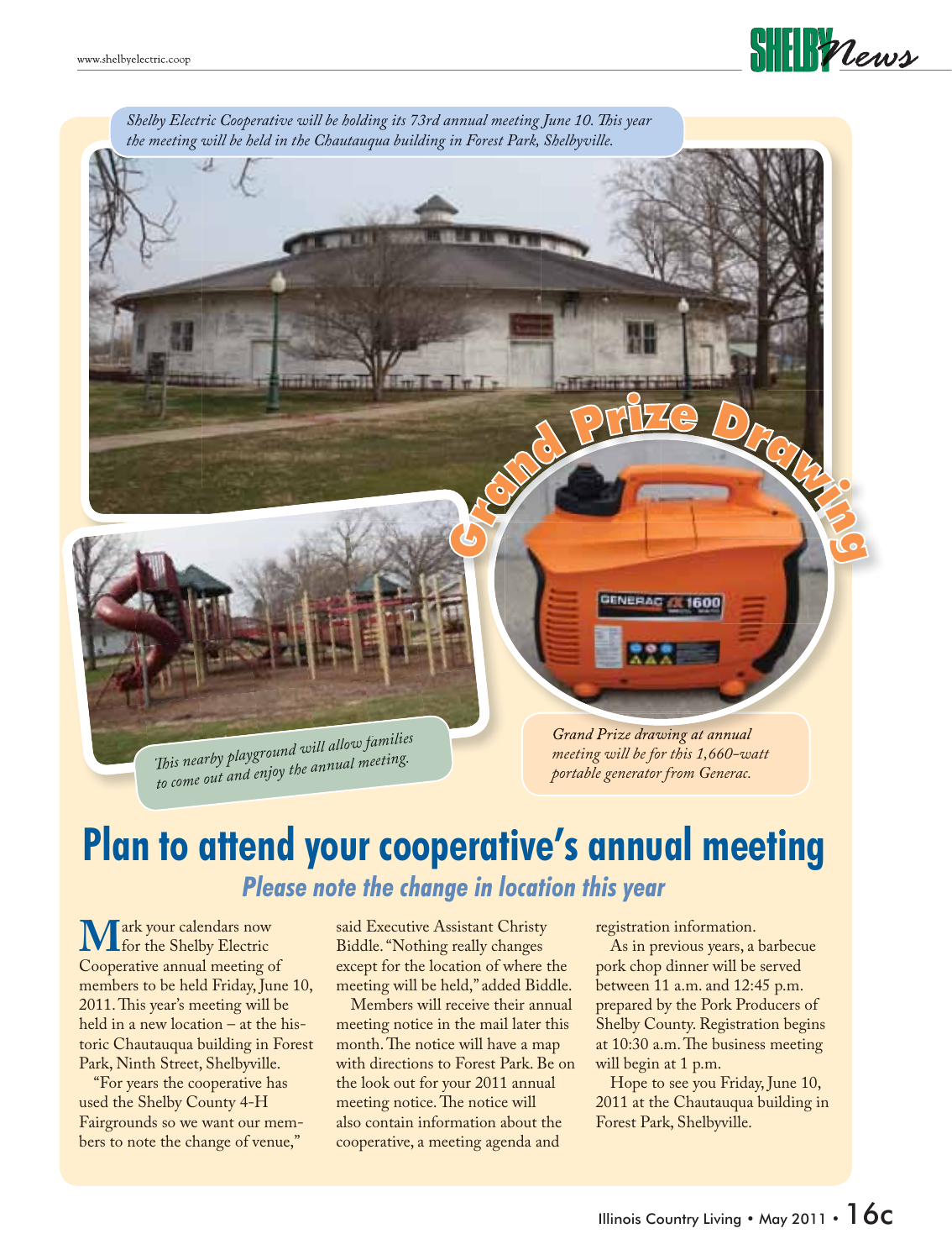*Shelby Electric Cooperative will be holding its 73rd annual meeting June 10. This year the meeting will be held in the Chautauqua building in Forest Park, Shelbyville.*

**Grand Prize Drawing**

*This nearby playground will allow families to come out and enjoy the annual meeting.*

*Grand Prize drawing at annual meeting will be for this 1,660-watt portable generator from Generac.*

# Plan to attend your cooperative's annual meeting

## *Please note the change in location this year*

Mark your calendars now for the Shelby Electric Cooperative annual meeting of members to be held Friday, June 10, 2011. This year's meeting will be held in a new location – at the historic Chautauqua building in Forest Park, Ninth Street, Shelbyville.

"For years the cooperative has used the Shelby County 4-H Fairgrounds so we want our members to note the change of venue," said Executive Assistant Christy Biddle. "Nothing really changes except for the location of where the meeting will be held," added Biddle.

Members will receive their annual meeting notice in the mail later this month. The notice will have a map with directions to Forest Park. Be on the look out for your 2011 annual meeting notice. The notice will also contain information about the cooperative, a meeting agenda and registration information.

As in previous years, a barbecue pork chop dinner will be served between 11 a.m. and 12:45 p.m. prepared by the Pork Producers of Shelby County. Registration begins at 10:30 a.m. The business meeting will begin at 1 p.m.

Hope to see you Friday, June 10, 2011 at the Chautauqua building in Forest Park, Shelbyville.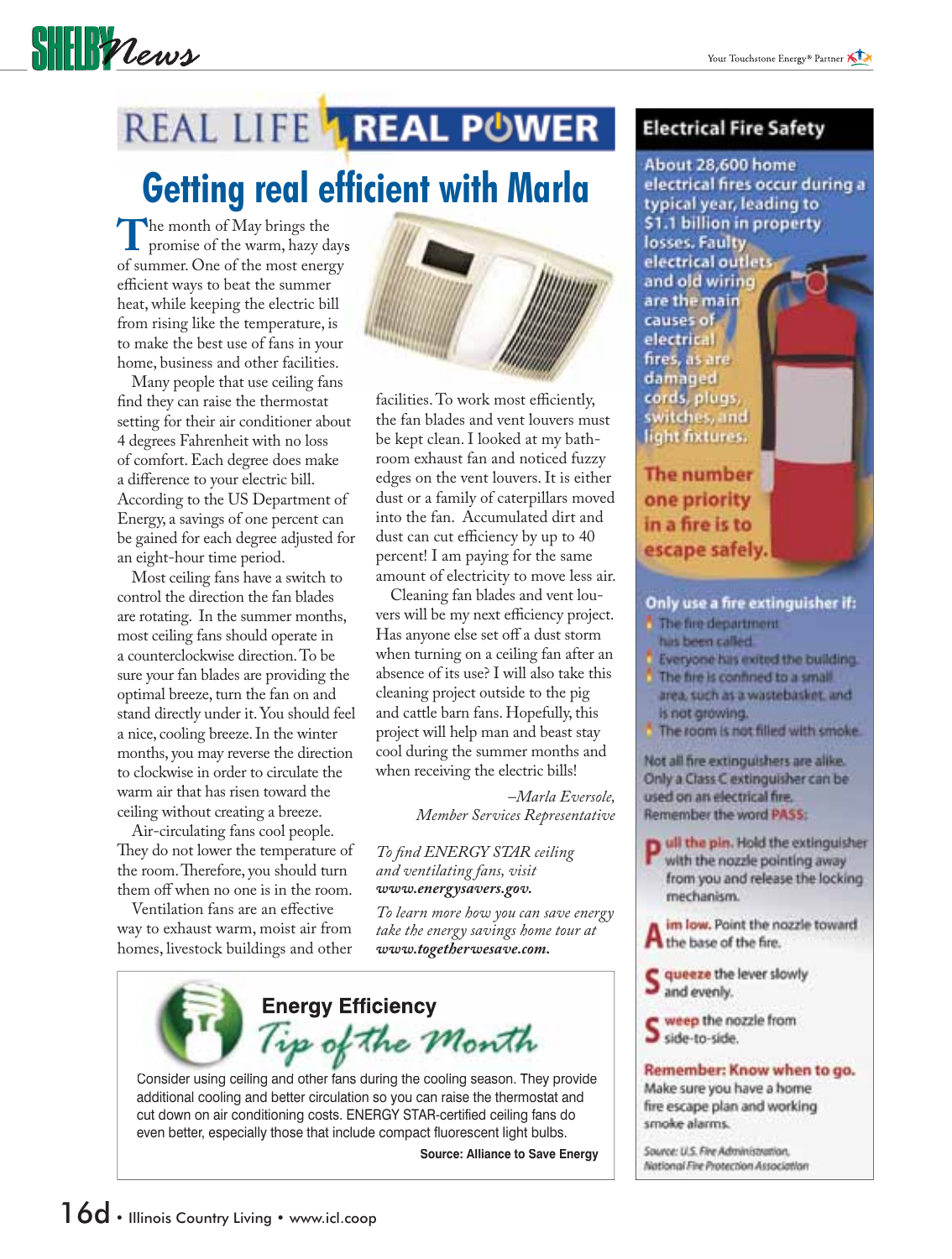# REAL LIFE REAL POWER

## Getting real efficient with Marla

The month of May brings the promise of the warm, hazy days of summer. One of the most energy efficient ways to beat the summer heat, while keeping the electric bill from rising like the temperature, is to make the best use of fans in your home, business and other facilities.

Many people that use ceiling fans find they can raise the thermostat setting for their air conditioner about 4 degrees Fahrenheit with no loss of comfort. Each degree does make a difference to your electric bill. According to the US Department of Energy, a savings of one percent can be gained for each degree adjusted for an eight-hour time period.

Most ceiling fans have a switch to control the direction the fan blades are rotating. In the summer months, most ceiling fans should operate in a counterclockwise direction. To be sure your fan blades are providing the optimal breeze, turn the fan on and stand directly under it. You should feel a nice, cooling breeze. In the winter months, you may reverse the direction to clockwise in order to circulate the warm air that has risen toward the ceiling without creating a breeze.

Air-circulating fans cool people. They do not lower the temperature of the room. Therefore, you should turn them off when no one is in the room.

Ventilation fans are an effective way to exhaust warm, moist air from homes, livestock buildings and other facilities. To work most efficiently, the fan blades and vent louvers must be kept clean. I looked at my bathroom exhaust fan and noticed fuzzy edges on the vent louvers. It is either dust or a family of caterpillars moved into the fan. Accumulated dirt and dust can cut efficiency by up to 40 percent! I am paying for the same amount of electricity to move less air.

Cleaning fan blades and vent louvers will be my next efficiency project. Has anyone else set off a dust storm when turning on a ceiling fan after an absence of its use? I will also take this cleaning project outside to the pig and cattle barn fans. Hopefully, this project will help man and beast stay cool during the summer months and when receiving the electric bills!

*–Marla Eversole, Member Services Representative*

*To find ENERGY STAR ceiling and ventilating fans, visit* ***www.energysavers.gov.***

*To learn more how you can save energy take the energy savings home tour at* ***www.togetherwesave.com.***

### Energy Efficiency Tip of the Month

Consider using ceiling and other fans during the cooling season. They provide additional cooling and better circulation so you can raise the thermostat and cut down on air conditioning costs. ENERGY STAR-certified ceiling fans do even better, especially those that include compact fluorescent light bulbs.

**Source: Alliance to Save Energy**

## Electrical Fire Safety

About 28,600 home electrical fires occur during a typical year, leading to $1.1 billion in property losses. Faulty electrical outlets and old wiring are the main causes of electrical fires, as are damaged cords, plugs, switches, and light fixtures.

**The number one priority in a fire is to escape safely.**

**Only use a fire extinguisher if:**

- The fire department has been called.
- Everyone has exited the building.
- The fire is confined to a small area, such as a wastebasket, and is not growing.
- The room is not filled with smoke.

Not all fire extinguishers are alike. Only a Class C extinguisher can be used on an electrical fire. Remember the word **PASS:**

**Pull the pin.** Hold the extinguisher with the nozzle pointing away from you and release the locking mechanism.

**Aim low.** Point the nozzle toward the base of the fire.

**Squeeze** the lever slowly and evenly.

**Sweep** the nozzle from side-to-side.

**Remember: Know when to go.** Make sure you have a home fire escape plan and working smoke alarms.

*Source: U.S. Fire Administration, National Fire Protection Association*